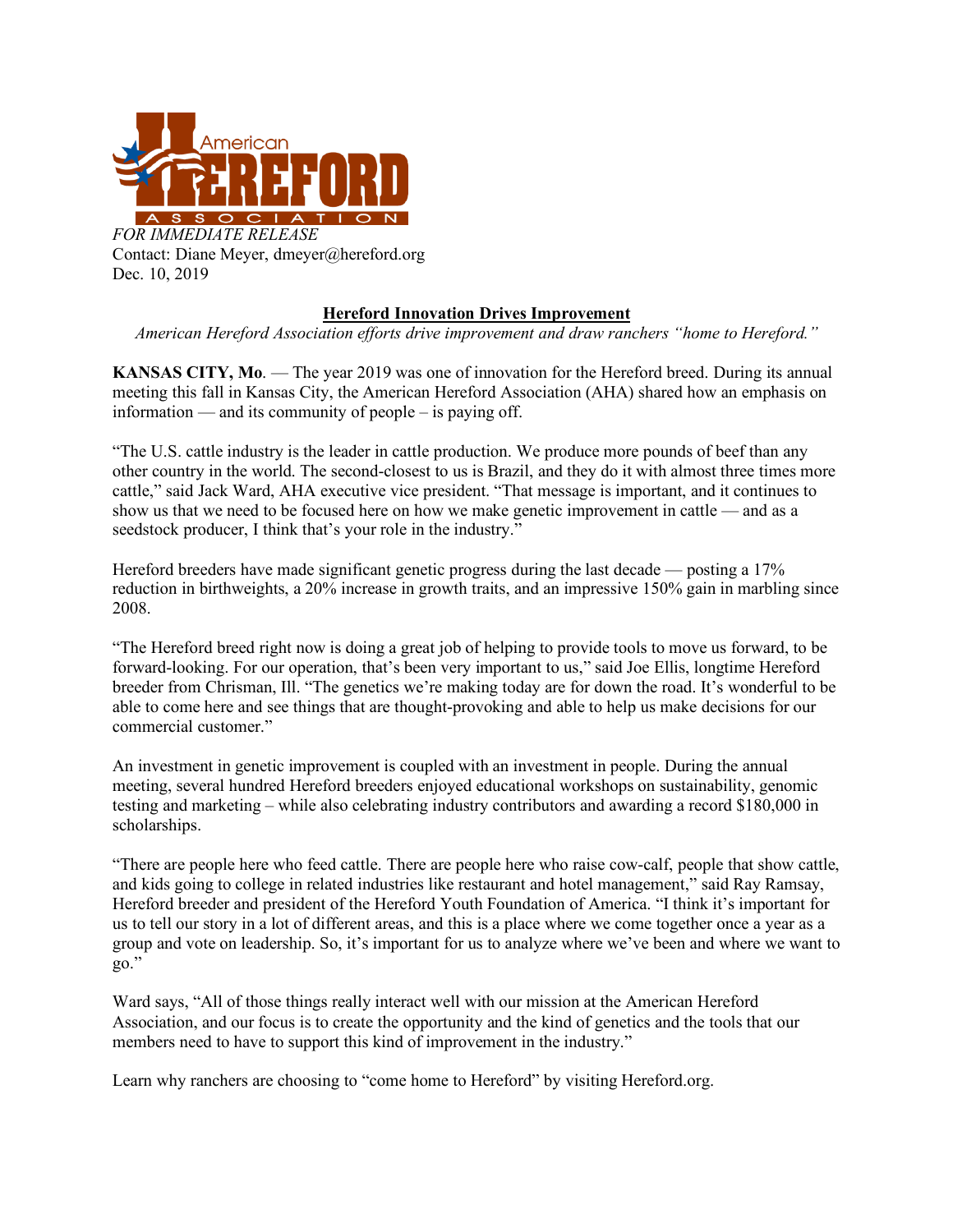American HEREFORD ASSOCIATION

*FOR IMMEDIATE RELEASE*
Contact: Diane Meyer, dmeyer@hereford.org
Dec. 10, 2019

## Hereford Innovation Drives Improvement

*American Hereford Association efforts drive improvement and draw ranchers "home to Hereford."*

**KANSAS CITY, Mo**. — The year 2019 was one of innovation for the Hereford breed. During its annual meeting this fall in Kansas City, the American Hereford Association (AHA) shared how an emphasis on information — and its community of people – is paying off.

"The U.S. cattle industry is the leader in cattle production. We produce more pounds of beef than any other country in the world. The second-closest to us is Brazil, and they do it with almost three times more cattle," said Jack Ward, AHA executive vice president. "That message is important, and it continues to show us that we need to be focused here on how we make genetic improvement in cattle — and as a seedstock producer, I think that's your role in the industry."

Hereford breeders have made significant genetic progress during the last decade — posting a 17% reduction in birthweights, a 20% increase in growth traits, and an impressive 150% gain in marbling since 2008.

"The Hereford breed right now is doing a great job of helping to provide tools to move us forward, to be forward-looking. For our operation, that's been very important to us," said Joe Ellis, longtime Hereford breeder from Chrisman, Ill. "The genetics we're making today are for down the road. It's wonderful to be able to come here and see things that are thought-provoking and able to help us make decisions for our commercial customer."

An investment in genetic improvement is coupled with an investment in people. During the annual meeting, several hundred Hereford breeders enjoyed educational workshops on sustainability, genomic testing and marketing – while also celebrating industry contributors and awarding a record $180,000 in scholarships.

"There are people here who feed cattle. There are people here who raise cow-calf, people that show cattle, and kids going to college in related industries like restaurant and hotel management," said Ray Ramsay, Hereford breeder and president of the Hereford Youth Foundation of America. "I think it's important for us to tell our story in a lot of different areas, and this is a place where we come together once a year as a group and vote on leadership. So, it's important for us to analyze where we've been and where we want to go."

Ward says, "All of those things really interact well with our mission at the American Hereford Association, and our focus is to create the opportunity and the kind of genetics and the tools that our members need to have to support this kind of improvement in the industry."

Learn why ranchers are choosing to "come home to Hereford" by visiting Hereford.org.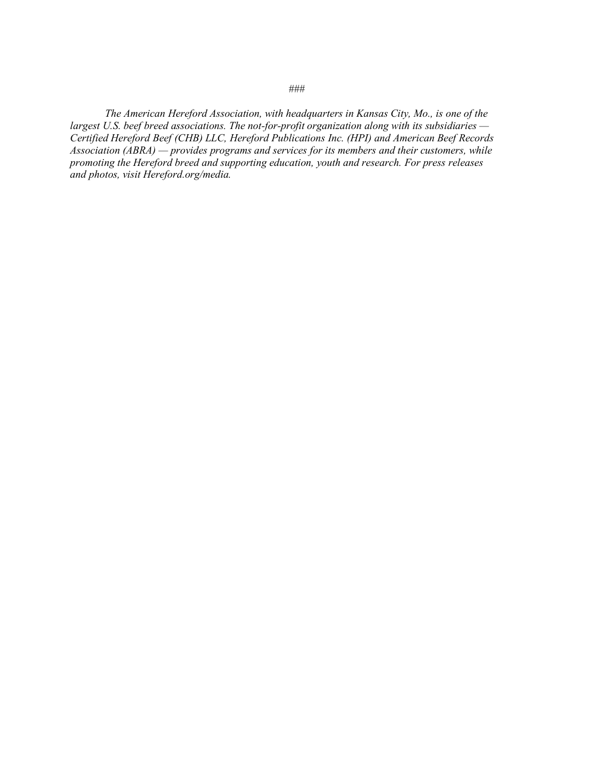###

*The American Hereford Association, with headquarters in Kansas City, Mo., is one of the largest U.S. beef breed associations. The not-for-profit organization along with its subsidiaries — Certified Hereford Beef (CHB) LLC, Hereford Publications Inc. (HPI) and American Beef Records Association (ABRA) — provides programs and services for its members and their customers, while promoting the Hereford breed and supporting education, youth and research. For press releases and photos, visit Hereford.org/media.*